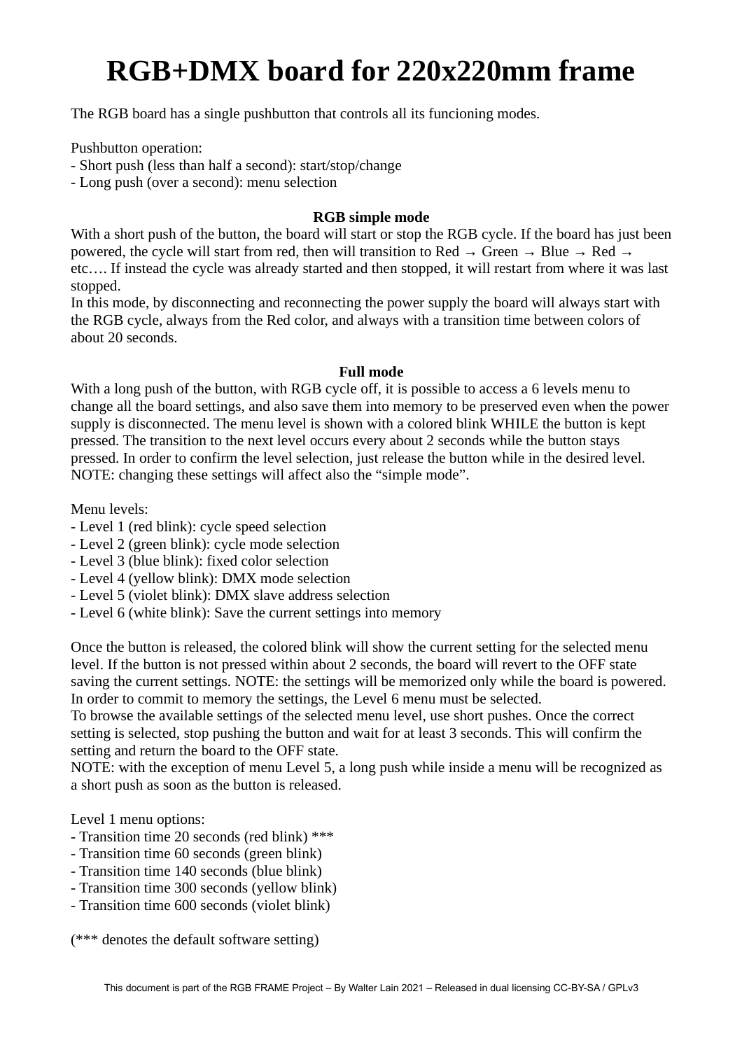# RGB+DMX board for 220x220mm frame

The RGB board has a single pushbutton that controls all its funcioning modes.

Pushbutton operation:
- Short push (less than half a second): start/stop/change
- Long push (over a second): menu selection

**RGB simple mode**

With a short push of the button, the board will start or stop the RGB cycle. If the board has just been powered, the cycle will start from red, then will transition to Red → Green → Blue → Red → etc…. If instead the cycle was already started and then stopped, it will restart from where it was last stopped.
In this mode, by disconnecting and reconnecting the power supply the board will always start with the RGB cycle, always from the Red color, and always with a transition time between colors of about 20 seconds.

**Full mode**

With a long push of the button, with RGB cycle off, it is possible to access a 6 levels menu to change all the board settings, and also save them into memory to be preserved even when the power supply is disconnected. The menu level is shown with a colored blink WHILE the button is kept pressed. The transition to the next level occurs every about 2 seconds while the button stays pressed. In order to confirm the level selection, just release the button while in the desired level. NOTE: changing these settings will affect also the “simple mode”.

Menu levels:
- Level 1 (red blink): cycle speed selection
- Level 2 (green blink): cycle mode selection
- Level 3 (blue blink): fixed color selection
- Level 4 (yellow blink): DMX mode selection
- Level 5 (violet blink): DMX slave address selection
- Level 6 (white blink): Save the current settings into memory

Once the button is released, the colored blink will show the current setting for the selected menu level. If the button is not pressed within about 2 seconds, the board will revert to the OFF state saving the current settings. NOTE: the settings will be memorized only while the board is powered. In order to commit to memory the settings, the Level 6 menu must be selected.
To browse the available settings of the selected menu level, use short pushes. Once the correct setting is selected, stop pushing the button and wait for at least 3 seconds. This will confirm the setting and return the board to the OFF state.
NOTE: with the exception of menu Level 5, a long push while inside a menu will be recognized as a short push as soon as the button is released.

Level 1 menu options:
- Transition time 20 seconds (red blink) ***
- Transition time 60 seconds (green blink)
- Transition time 140 seconds (blue blink)
- Transition time 300 seconds (yellow blink)
- Transition time 600 seconds (violet blink)

(*** denotes the default software setting)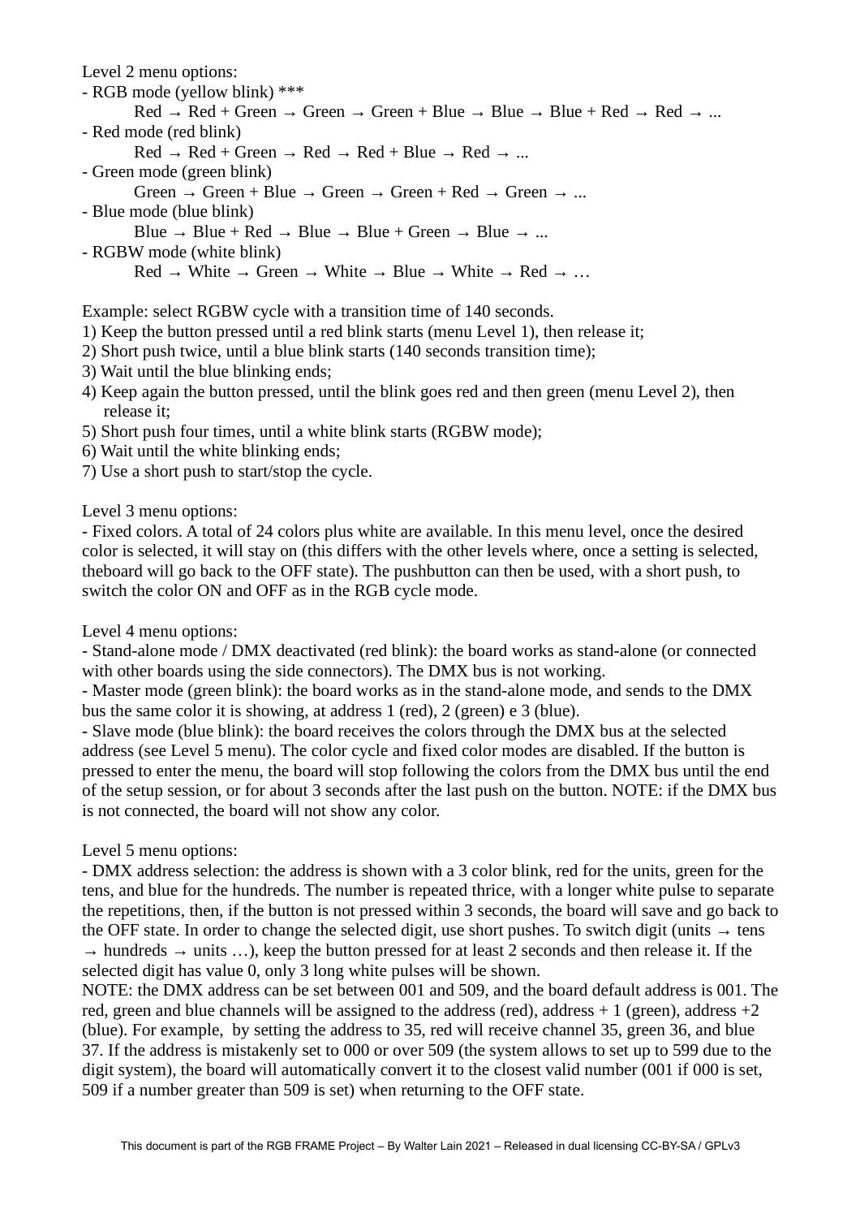Level 2 menu options:

- RGB mode (yellow blink) ***

    Red → Red + Green → Green → Green + Blue → Blue → Blue + Red → Red → ...

- Red mode (red blink)

    Red → Red + Green → Red → Red + Blue → Red → ...

- Green mode (green blink)

    Green → Green + Blue → Green → Green + Red → Green → ...

- Blue mode (blue blink)

    Blue → Blue + Red → Blue → Blue + Green → Blue → ...

- RGBW mode (white blink)

    Red → White → Green → White → Blue → White → Red → …

Example: select RGBW cycle with a transition time of 140 seconds.

1) Keep the button pressed until a red blink starts (menu Level 1), then release it;
2) Short push twice, until a blue blink starts (140 seconds transition time);
3) Wait until the blue blinking ends;
4) Keep again the button pressed, until the blink goes red and then green (menu Level 2), then release it;
5) Short push four times, until a white blink starts (RGBW mode);
6) Wait until the white blinking ends;
7) Use a short push to start/stop the cycle.

Level 3 menu options:

- Fixed colors. A total of 24 colors plus white are available. In this menu level, once the desired color is selected, it will stay on (this differs with the other levels where, once a setting is selected, theboard will go back to the OFF state). The pushbutton can then be used, with a short push, to switch the color ON and OFF as in the RGB cycle mode.

Level 4 menu options:

- Stand-alone mode / DMX deactivated (red blink): the board works as stand-alone (or connected with other boards using the side connectors). The DMX bus is not working.
- Master mode (green blink): the board works as in the stand-alone mode, and sends to the DMX bus the same color it is showing, at address 1 (red), 2 (green) e 3 (blue).
- Slave mode (blue blink): the board receives the colors through the DMX bus at the selected address (see Level 5 menu). The color cycle and fixed color modes are disabled. If the button is pressed to enter the menu, the board will stop following the colors from the DMX bus until the end of the setup session, or for about 3 seconds after the last push on the button. NOTE: if the DMX bus is not connected, the board will not show any color.

Level 5 menu options:

- DMX address selection: the address is shown with a 3 color blink, red for the units, green for the tens, and blue for the hundreds. The number is repeated thrice, with a longer white pulse to separate the repetitions, then, if the button is not pressed within 3 seconds, the board will save and go back to the OFF state. In order to change the selected digit, use short pushes. To switch digit (units → tens → hundreds → units …), keep the button pressed for at least 2 seconds and then release it. If the selected digit has value 0, only 3 long white pulses will be shown.

NOTE: the DMX address can be set between 001 and 509, and the board default address is 001. The red, green and blue channels will be assigned to the address (red), address + 1 (green), address +2 (blue). For example, by setting the address to 35, red will receive channel 35, green 36, and blue 37. If the address is mistakenly set to 000 or over 509 (the system allows to set up to 599 due to the digit system), the board will automatically convert it to the closest valid number (001 if 000 is set, 509 if a number greater than 509 is set) when returning to the OFF state.

This document is part of the RGB FRAME Project – By Walter Lain 2021 – Released in dual licensing CC-BY-SA / GPLv3